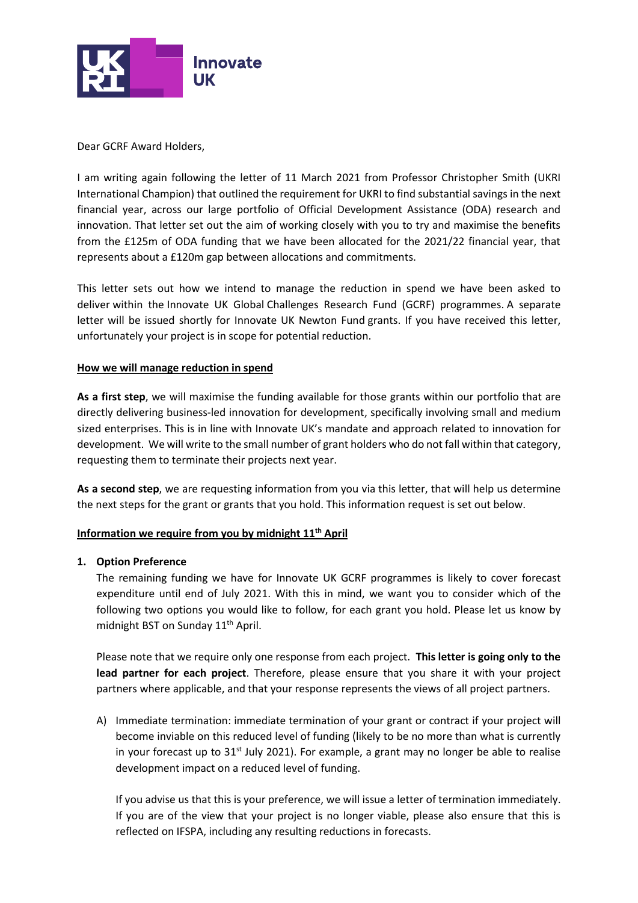Dear GCRF Award Holders,

I am writing again following the letter of 11 March 2021 from Professor Christopher Smith (UKRI International Champion) that outlined the requirement for UKRI to find substantial savings in the next financial year, across our large portfolio of Official Development Assistance (ODA) research and innovation. That letter set out the aim of working closely with you to try and maximise the benefits from the £125m of ODA funding that we have been allocated for the 2021/22 financial year, that represents about a £120m gap between allocations and commitments.

This letter sets out how we intend to manage the reduction in spend we have been asked to deliver within the Innovate UK Global Challenges Research Fund (GCRF) programmes. A separate letter will be issued shortly for Innovate UK Newton Fund grants. If you have received this letter, unfortunately your project is in scope for potential reduction.

**How we will manage reduction in spend**

**As a first step**, we will maximise the funding available for those grants within our portfolio that are directly delivering business-led innovation for development, specifically involving small and medium sized enterprises. This is in line with Innovate UK's mandate and approach related to innovation for development. We will write to the small number of grant holders who do not fall within that category, requesting them to terminate their projects next year.

**As a second step**, we are requesting information from you via this letter, that will help us determine the next steps for the grant or grants that you hold. This information request is set out below.

**Information we require from you by midnight 11th April**

1. **Option Preference**

   The remaining funding we have for Innovate UK GCRF programmes is likely to cover forecast expenditure until end of July 2021. With this in mind, we want you to consider which of the following two options you would like to follow, for each grant you hold. Please let us know by midnight BST on Sunday 11th April.

   Please note that we require only one response from each project. **This letter is going only to the lead partner for each project**. Therefore, please ensure that you share it with your project partners where applicable, and that your response represents the views of all project partners.

   A) Immediate termination: immediate termination of your grant or contract if your project will become inviable on this reduced level of funding (likely to be no more than what is currently in your forecast up to 31st July 2021). For example, a grant may no longer be able to realise development impact on a reduced level of funding.

   If you advise us that this is your preference, we will issue a letter of termination immediately. If you are of the view that your project is no longer viable, please also ensure that this is reflected on IFSPA, including any resulting reductions in forecasts.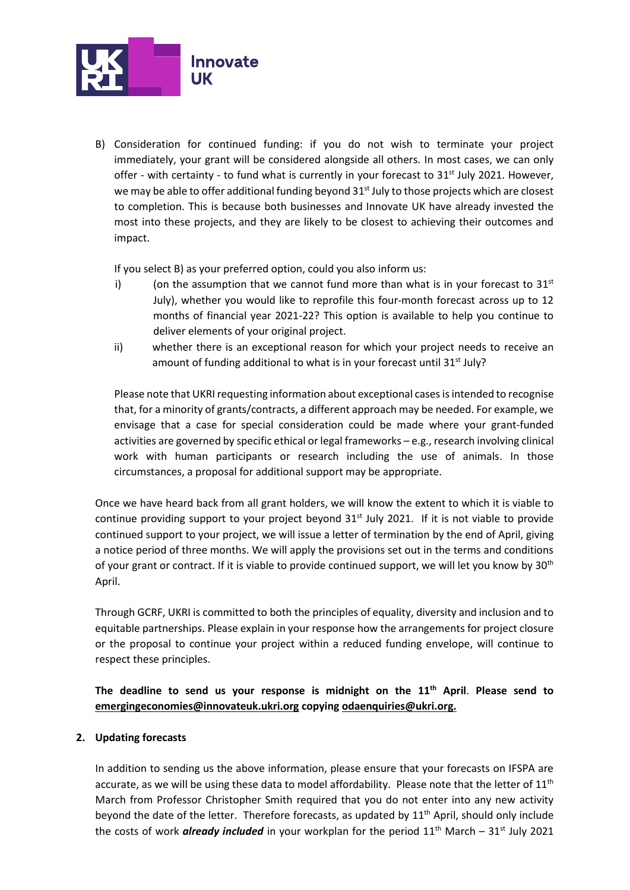B) Consideration for continued funding: if you do not wish to terminate your project immediately, your grant will be considered alongside all others. In most cases, we can only offer - with certainty - to fund what is currently in your forecast to 31st July 2021. However, we may be able to offer additional funding beyond 31st July to those projects which are closest to completion. This is because both businesses and Innovate UK have already invested the most into these projects, and they are likely to be closest to achieving their outcomes and impact.

   If you select B) as your preferred option, could you also inform us:

   i) (on the assumption that we cannot fund more than what is in your forecast to 31st July), whether you would like to reprofile this four-month forecast across up to 12 months of financial year 2021-22? This option is available to help you continue to deliver elements of your original project.

   ii) whether there is an exceptional reason for which your project needs to receive an amount of funding additional to what is in your forecast until 31st July?

   Please note that UKRI requesting information about exceptional cases is intended to recognise that, for a minority of grants/contracts, a different approach may be needed. For example, we envisage that a case for special consideration could be made where your grant-funded activities are governed by specific ethical or legal frameworks – e.g., research involving clinical work with human participants or research including the use of animals. In those circumstances, a proposal for additional support may be appropriate.

Once we have heard back from all grant holders, we will know the extent to which it is viable to continue providing support to your project beyond 31st July 2021. If it is not viable to provide continued support to your project, we will issue a letter of termination by the end of April, giving a notice period of three months. We will apply the provisions set out in the terms and conditions of your grant or contract. If it is viable to provide continued support, we will let you know by 30th April.

Through GCRF, UKRI is committed to both the principles of equality, diversity and inclusion and to equitable partnerships. Please explain in your response how the arrangements for project closure or the proposal to continue your project within a reduced funding envelope, will continue to respect these principles.

**The deadline to send us your response is midnight on the 11th April. Please send to emergingeconomies@innovateuk.ukri.org copying odaenquiries@ukri.org.**

**2. Updating forecasts**

In addition to sending us the above information, please ensure that your forecasts on IFSPA are accurate, as we will be using these data to model affordability. Please note that the letter of 11th March from Professor Christopher Smith required that you do not enter into any new activity beyond the date of the letter. Therefore forecasts, as updated by 11th April, should only include the costs of work ***already included*** in your workplan for the period 11th March – 31st July 2021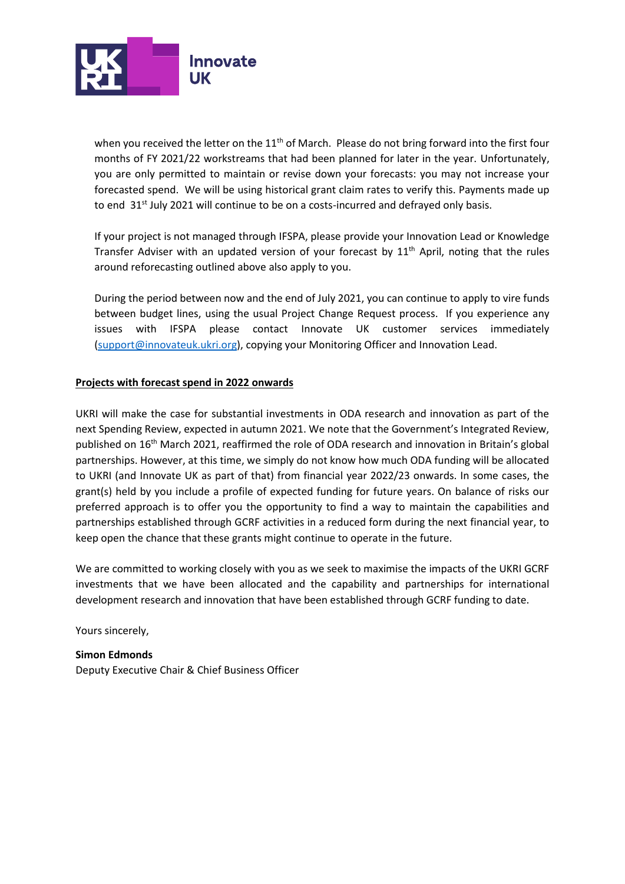when you received the letter on the 11th of March. Please do not bring forward into the first four months of FY 2021/22 workstreams that had been planned for later in the year. Unfortunately, you are only permitted to maintain or revise down your forecasts: you may not increase your forecasted spend. We will be using historical grant claim rates to verify this. Payments made up to end 31st July 2021 will continue to be on a costs-incurred and defrayed only basis.

If your project is not managed through IFSPA, please provide your Innovation Lead or Knowledge Transfer Adviser with an updated version of your forecast by 11th April, noting that the rules around reforecasting outlined above also apply to you.

During the period between now and the end of July 2021, you can continue to apply to vire funds between budget lines, using the usual Project Change Request process. If you experience any issues with IFSPA please contact Innovate UK customer services immediately (support@innovateuk.ukri.org), copying your Monitoring Officer and Innovation Lead.

**Projects with forecast spend in 2022 onwards**

UKRI will make the case for substantial investments in ODA research and innovation as part of the next Spending Review, expected in autumn 2021. We note that the Government's Integrated Review, published on 16th March 2021, reaffirmed the role of ODA research and innovation in Britain's global partnerships. However, at this time, we simply do not know how much ODA funding will be allocated to UKRI (and Innovate UK as part of that) from financial year 2022/23 onwards. In some cases, the grant(s) held by you include a profile of expected funding for future years. On balance of risks our preferred approach is to offer you the opportunity to find a way to maintain the capabilities and partnerships established through GCRF activities in a reduced form during the next financial year, to keep open the chance that these grants might continue to operate in the future.

We are committed to working closely with you as we seek to maximise the impacts of the UKRI GCRF investments that we have been allocated and the capability and partnerships for international development research and innovation that have been established through GCRF funding to date.

Yours sincerely,

**Simon Edmonds**
Deputy Executive Chair & Chief Business Officer